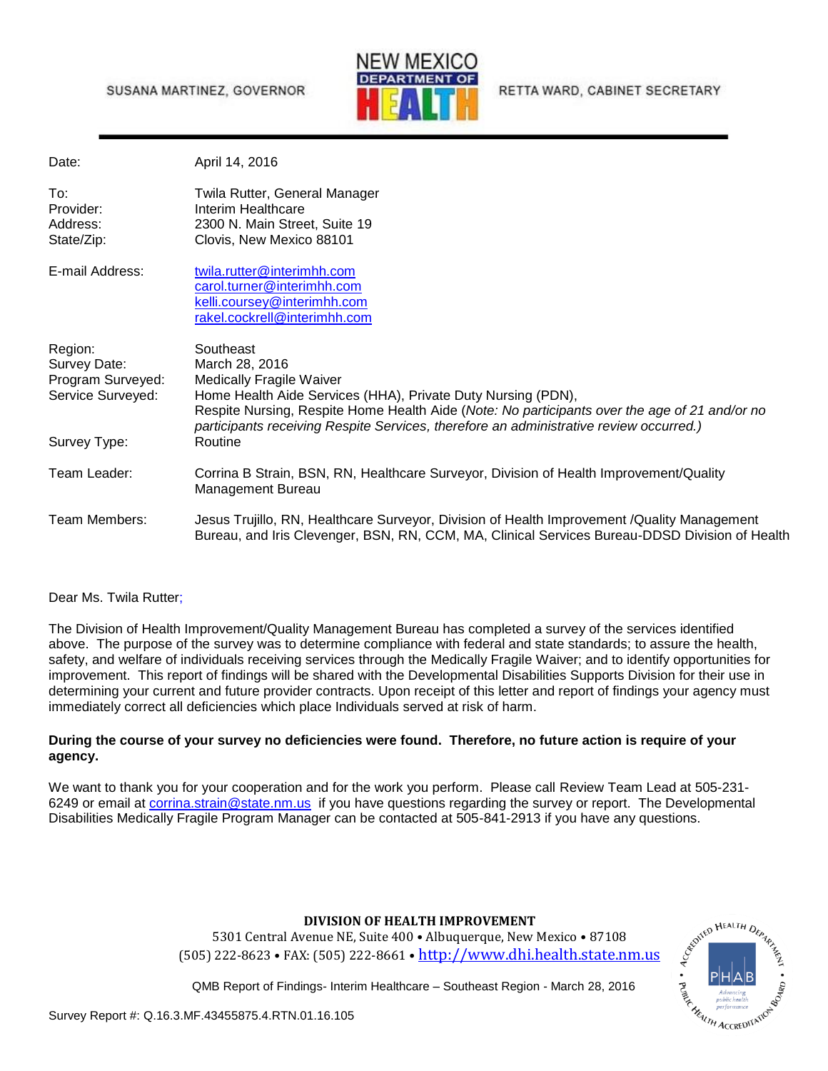SUSANA MARTINEZ, GOVERNOR

NEW MEXICO DEPARTMENT OF HEALTH

RETTA WARD, CABINET SECRETARY

| | |
|---|---|
| Date: | April 14, 2016 |
| To: | Twila Rutter, General Manager |
| Provider: | Interim Healthcare |
| Address: | 2300 N. Main Street, Suite 19 |
| State/Zip: | Clovis, New Mexico 88101 |
| E-mail Address: | twila.rutter@interimhh.com<br>carol.turner@interimhh.com<br>kelli.coursey@interimhh.com<br>rakel.cockrell@interimhh.com |
| Region: | Southeast |
| Survey Date: | March 28, 2016 |
| Program Surveyed: | Medically Fragile Waiver |
| Service Surveyed: | Home Health Aide Services (HHA), Private Duty Nursing (PDN), Respite Nursing, Respite Home Health Aide (*Note: No participants over the age of 21 and/or no participants receiving Respite Services, therefore an administrative review occurred.)* |
| Survey Type: | Routine |
| Team Leader: | Corrina B Strain, BSN, RN, Healthcare Surveyor, Division of Health Improvement/Quality Management Bureau |
| Team Members: | Jesus Trujillo, RN, Healthcare Surveyor, Division of Health Improvement /Quality Management Bureau, and Iris Clevenger, BSN, RN, CCM, MA, Clinical Services Bureau-DDSD Division of Health |

Dear Ms. Twila Rutter;

The Division of Health Improvement/Quality Management Bureau has completed a survey of the services identified above. The purpose of the survey was to determine compliance with federal and state standards; to assure the health, safety, and welfare of individuals receiving services through the Medically Fragile Waiver; and to identify opportunities for improvement. This report of findings will be shared with the Developmental Disabilities Supports Division for their use in determining your current and future provider contracts. Upon receipt of this letter and report of findings your agency must immediately correct all deficiencies which place Individuals served at risk of harm.

**During the course of your survey no deficiencies were found. Therefore, no future action is require of your agency.**

We want to thank you for your cooperation and for the work you perform. Please call Review Team Lead at 505-231-6249 or email at corrina.strain@state.nm.us if you have questions regarding the survey or report. The Developmental Disabilities Medically Fragile Program Manager can be contacted at 505-841-2913 if you have any questions.

**DIVISION OF HEALTH IMPROVEMENT**

5301 Central Avenue NE, Suite 400 • Albuquerque, New Mexico • 87108

(505) 222-8623 • FAX: (505) 222-8661 • http://www.dhi.health.state.nm.us

QMB Report of Findings- Interim Healthcare – Southeast Region - March 28, 2016

Survey Report #: Q.16.3.MF.43455875.4.RTN.01.16.105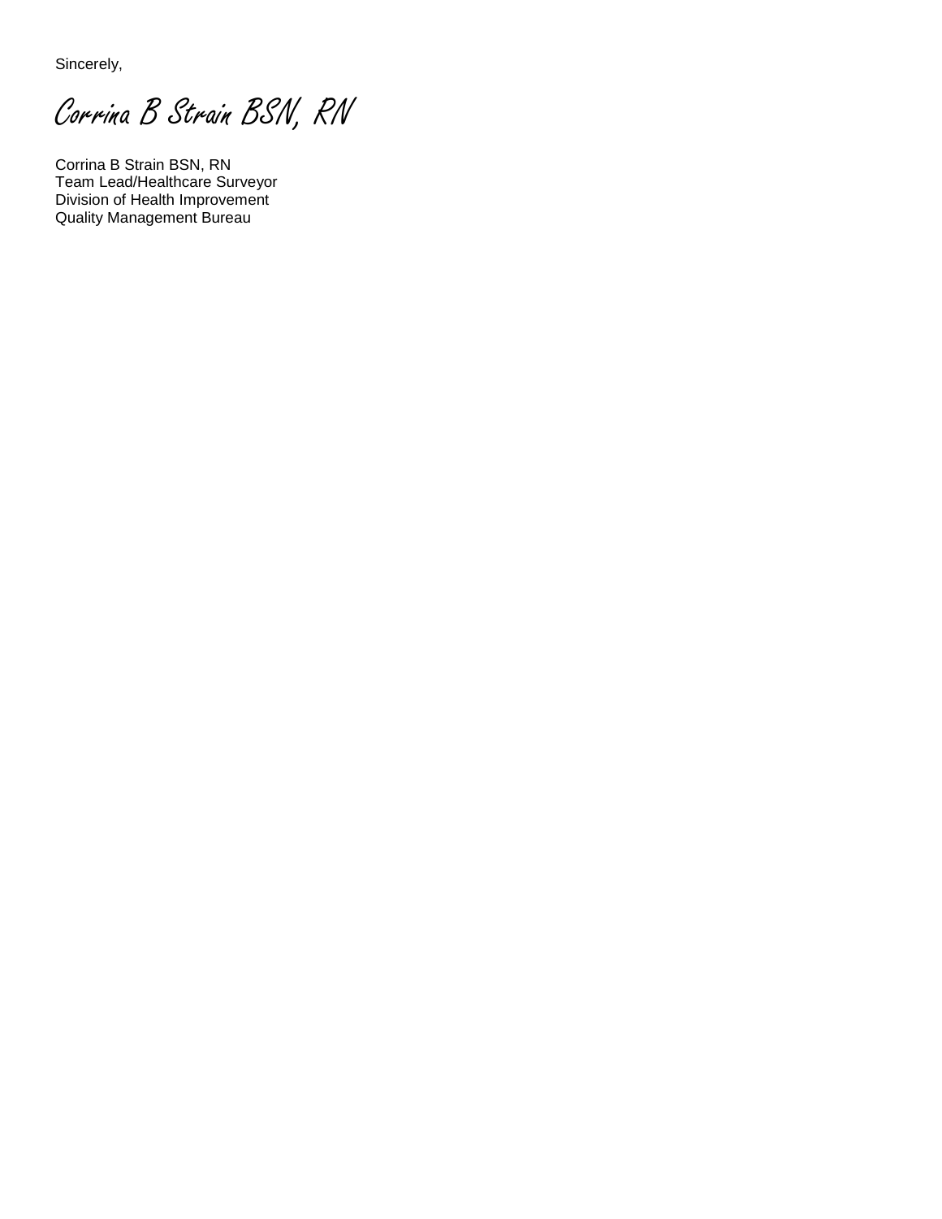Sincerely,

*Corrina B Strain BSN, RN*

Corrina B Strain BSN, RN
Team Lead/Healthcare Surveyor
Division of Health Improvement
Quality Management Bureau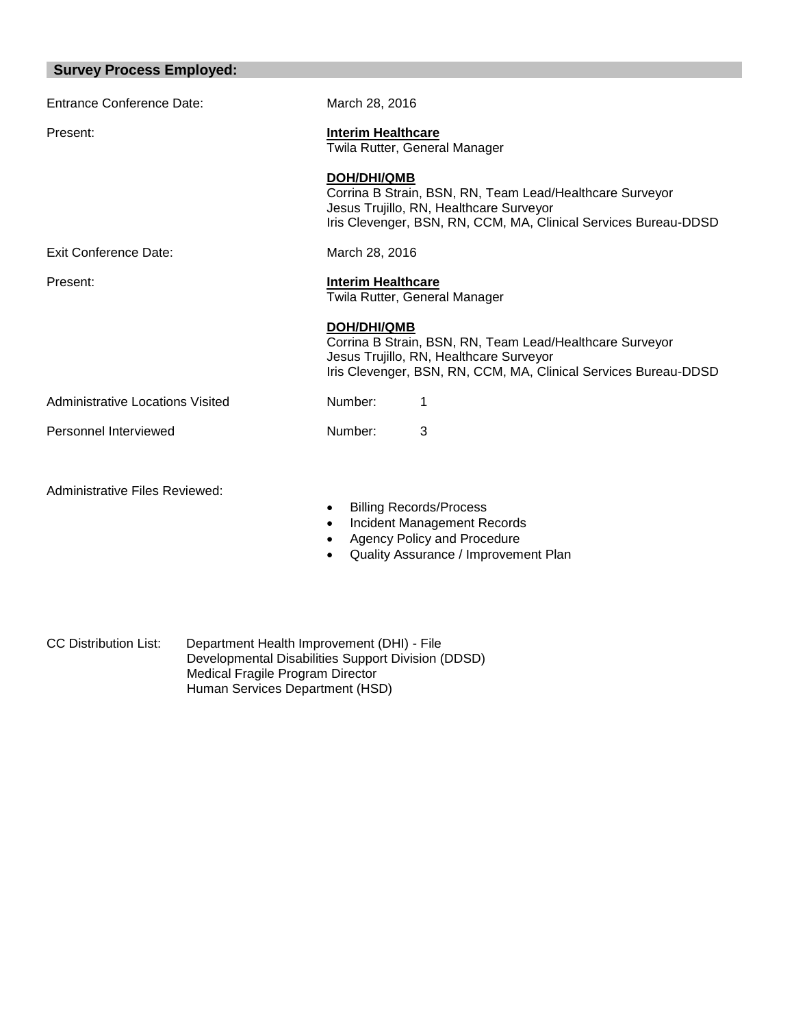## Survey Process Employed:

Entrance Conference Date: March 28, 2016

Present:

**Interim Healthcare**
Twila Rutter, General Manager

**DOH/DHI/QMB**
Corrina B Strain, BSN, RN, Team Lead/Healthcare Surveyor
Jesus Trujillo, RN, Healthcare Surveyor
Iris Clevenger, BSN, RN, CCM, MA, Clinical Services Bureau-DDSD

Exit Conference Date: March 28, 2016

Present:

**Interim Healthcare**
Twila Rutter, General Manager

**DOH/DHI/QMB**
Corrina B Strain, BSN, RN, Team Lead/Healthcare Surveyor
Jesus Trujillo, RN, Healthcare Surveyor
Iris Clevenger, BSN, RN, CCM, MA, Clinical Services Bureau-DDSD

Administrative Locations Visited Number: 1

Personnel Interviewed Number: 3

Administrative Files Reviewed:

- Billing Records/Process
- Incident Management Records
- Agency Policy and Procedure
- Quality Assurance / Improvement Plan

CC Distribution List: Department Health Improvement (DHI) - File
Developmental Disabilities Support Division (DDSD)
Medical Fragile Program Director
Human Services Department (HSD)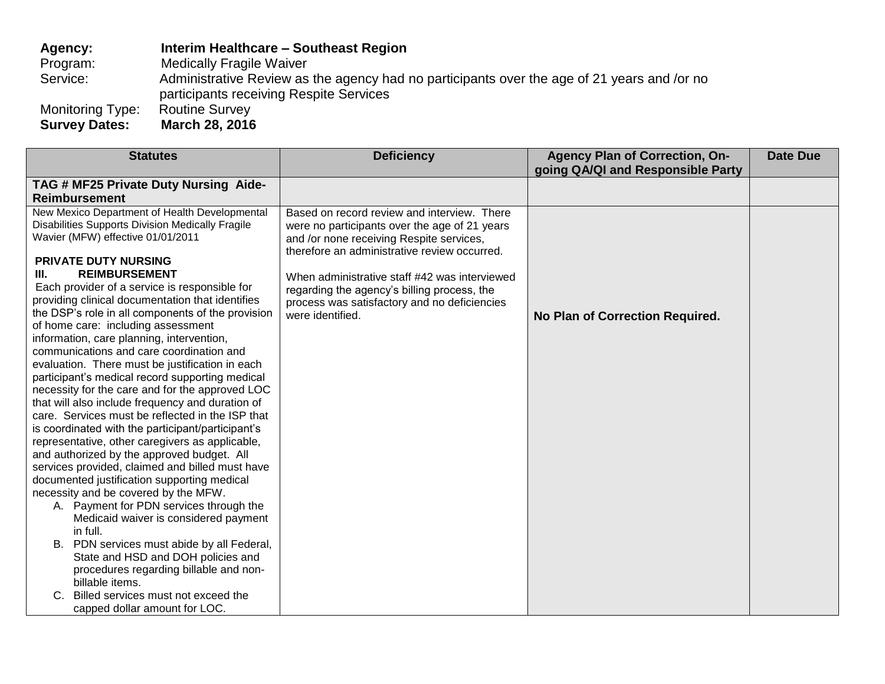**Agency:** **Interim Healthcare – Southeast Region**
Program: Medically Fragile Waiver
Service: Administrative Review as the agency had no participants over the age of 21 years and /or no participants receiving Respite Services
Monitoring Type: Routine Survey
**Survey Dates:** **March 28, 2016**

| Statutes | Deficiency | Agency Plan of Correction, On-going QA/QI and Responsible Party | Date Due |
|---|---|---|---|
| **TAG # MF25 Private Duty Nursing Aide-Reimbursement** | | | |
| New Mexico Department of Health Developmental Disabilities Supports Division Medically Fragile Wavier (MFW) effective 01/01/2011<br><br>**PRIVATE DUTY NURSING**<br>**III. REIMBURSEMENT**<br>Each provider of a service is responsible for providing clinical documentation that identifies the DSP's role in all components of the provision of home care: including assessment information, care planning, intervention, communications and care coordination and evaluation. There must be justification in each participant's medical record supporting medical necessity for the care and for the approved LOC that will also include frequency and duration of care. Services must be reflected in the ISP that is coordinated with the participant/participant's representative, other caregivers as applicable, and authorized by the approved budget. All services provided, claimed and billed must have documented justification supporting medical necessity and be covered by the MFW.<br>A. Payment for PDN services through the Medicaid waiver is considered payment in full.<br>B. PDN services must abide by all Federal, State and HSD and DOH policies and procedures regarding billable and non-billable items.<br>C. Billed services must not exceed the capped dollar amount for LOC. | Based on record review and interview. There were no participants over the age of 21 years and /or none receiving Respite services, therefore an administrative review occurred.<br><br>When administrative staff #42 was interviewed regarding the agency's billing process, the process was satisfactory and no deficiencies were identified. | **No Plan of Correction Required.** | |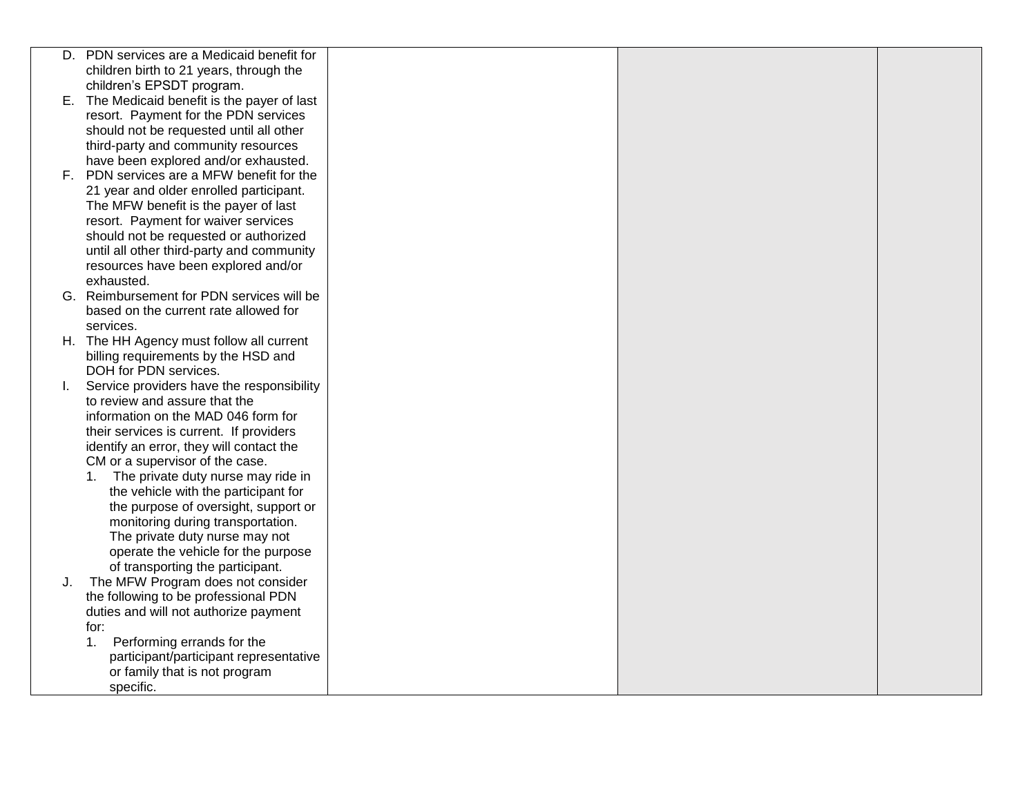| | | | |
|---|---|---|---|
| D. PDN services are a Medicaid benefit for children birth to 21 years, through the children's EPSDT program.<br>E. The Medicaid benefit is the payer of last resort. Payment for the PDN services should not be requested until all other third-party and community resources have been explored and/or exhausted.<br>F. PDN services are a MFW benefit for the 21 year and older enrolled participant. The MFW benefit is the payer of last resort. Payment for waiver services should not be requested or authorized until all other third-party and community resources have been explored and/or exhausted.<br>G. Reimbursement for PDN services will be based on the current rate allowed for services.<br>H. The HH Agency must follow all current billing requirements by the HSD and DOH for PDN services.<br>I. Service providers have the responsibility to review and assure that the information on the MAD 046 form for their services is current. If providers identify an error, they will contact the CM or a supervisor of the case.<br>&nbsp;&nbsp;&nbsp;&nbsp;1. The private duty nurse may ride in the vehicle with the participant for the purpose of oversight, support or monitoring during transportation. The private duty nurse may not operate the vehicle for the purpose of transporting the participant.<br>J. The MFW Program does not consider the following to be professional PDN duties and will not authorize payment for:<br>&nbsp;&nbsp;&nbsp;&nbsp;1. Performing errands for the participant/participant representative or family that is not program specific. | | | |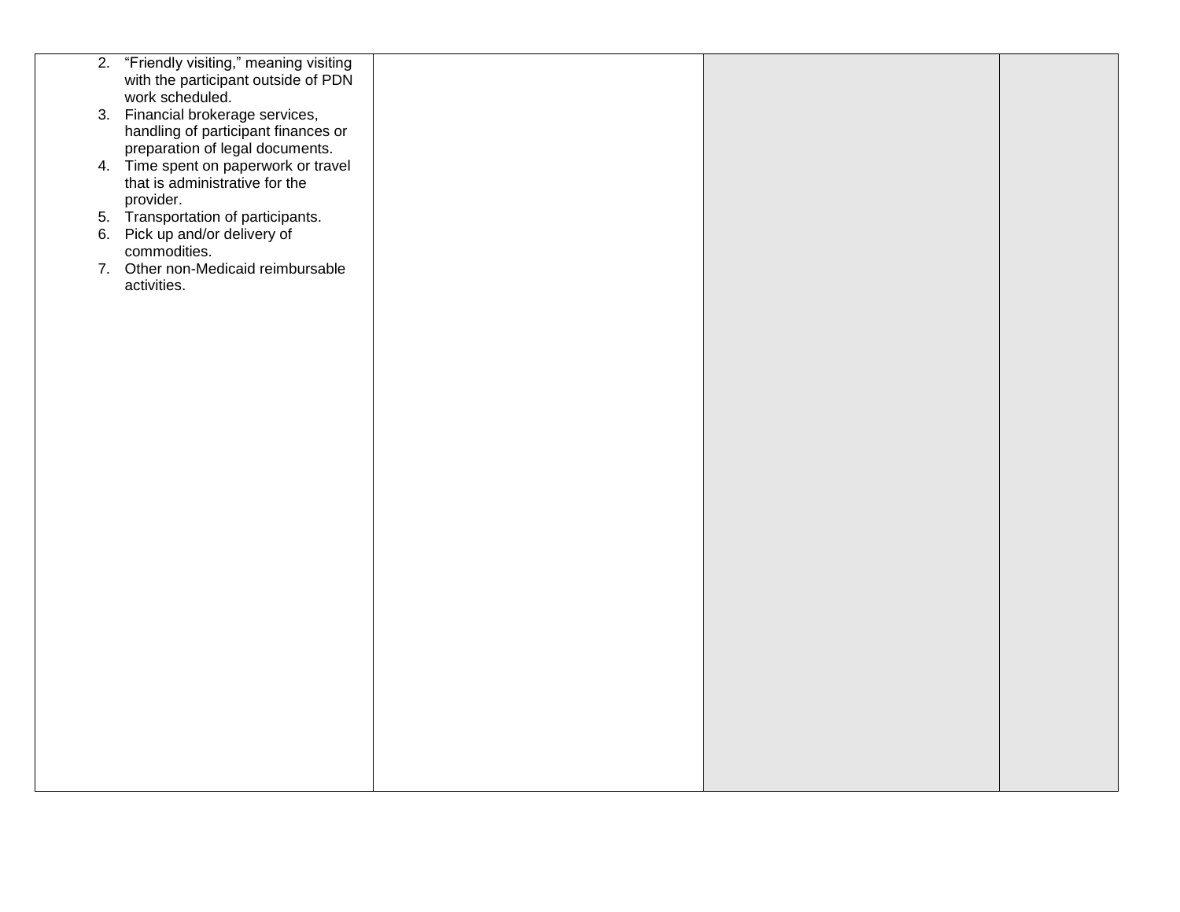| | | | |
|---|---|---|---|
| 2. "Friendly visiting," meaning visiting with the participant outside of PDN work scheduled.<br>3. Financial brokerage services, handling of participant finances or preparation of legal documents.<br>4. Time spent on paperwork or travel that is administrative for the provider.<br>5. Transportation of participants.<br>6. Pick up and/or delivery of commodities.<br>7. Other non-Medicaid reimbursable activities. | | | |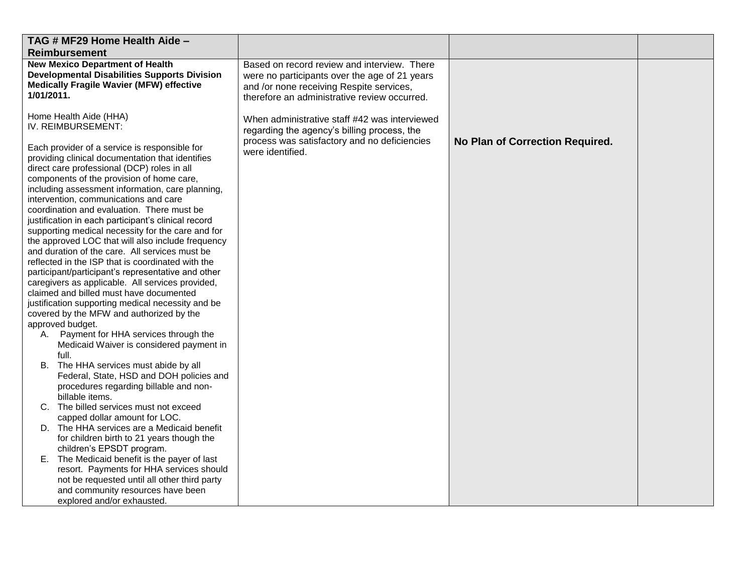| TAG # MF29 Home Health Aide – Reimbursement | | | |
|---|---|---|---|
| **New Mexico Department of Health Developmental Disabilities Supports Division Medically Fragile Wavier (MFW) effective 1/01/2011.**<br><br>Home Health Aide (HHA)<br>IV. REIMBURSEMENT:<br><br>Each provider of a service is responsible for providing clinical documentation that identifies direct care professional (DCP) roles in all components of the provision of home care, including assessment information, care planning, intervention, communications and care coordination and evaluation. There must be justification in each participant's clinical record supporting medical necessity for the care and for the approved LOC that will also include frequency and duration of the care. All services must be reflected in the ISP that is coordinated with the participant/participant's representative and other caregivers as applicable. All services provided, claimed and billed must have documented justification supporting medical necessity and be covered by the MFW and authorized by the approved budget.<br>A. Payment for HHA services through the Medicaid Waiver is considered payment in full.<br>B. The HHA services must abide by all Federal, State, HSD and DOH policies and procedures regarding billable and non-billable items.<br>C. The billed services must not exceed capped dollar amount for LOC.<br>D. The HHA services are a Medicaid benefit for children birth to 21 years though the children's EPSDT program.<br>E. The Medicaid benefit is the payer of last resort. Payments for HHA services should not be requested until all other third party and community resources have been explored and/or exhausted. | Based on record review and interview. There were no participants over the age of 21 years and /or none receiving Respite services, therefore an administrative review occurred.<br><br>When administrative staff #42 was interviewed regarding the agency's billing process, the process was satisfactory and no deficiencies were identified. | **No Plan of Correction Required.** | |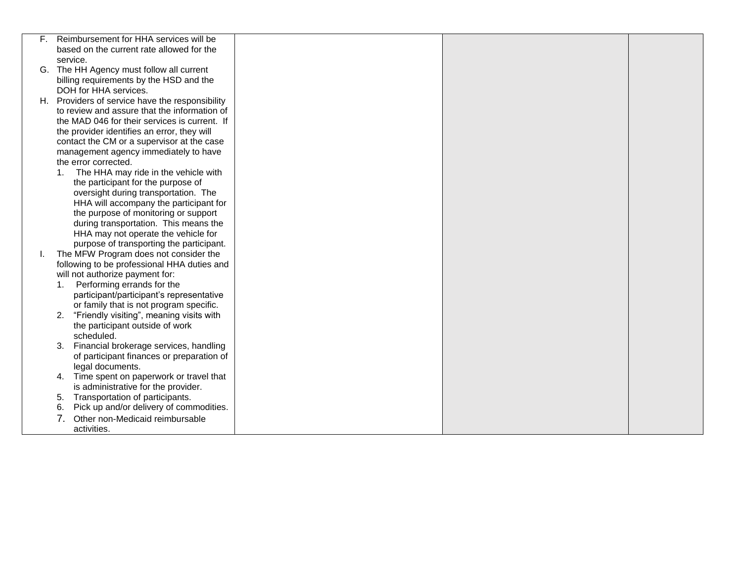| | | | |
|---|---|---|---|
| F. Reimbursement for HHA services will be based on the current rate allowed for the service.<br>G. The HH Agency must follow all current billing requirements by the HSD and the DOH for HHA services.<br>H. Providers of service have the responsibility to review and assure that the information of the MAD 046 for their services is current. If the provider identifies an error, they will contact the CM or a supervisor at the case management agency immediately to have the error corrected.<br>&nbsp;&nbsp;&nbsp;1. The HHA may ride in the vehicle with the participant for the purpose of oversight during transportation. The HHA will accompany the participant for the purpose of monitoring or support during transportation. This means the HHA may not operate the vehicle for purpose of transporting the participant.<br>I. The MFW Program does not consider the following to be professional HHA duties and will not authorize payment for:<br>&nbsp;&nbsp;&nbsp;1. Performing errands for the participant/participant's representative or family that is not program specific.<br>&nbsp;&nbsp;&nbsp;2. "Friendly visiting", meaning visits with the participant outside of work scheduled.<br>&nbsp;&nbsp;&nbsp;3. Financial brokerage services, handling of participant finances or preparation of legal documents.<br>&nbsp;&nbsp;&nbsp;4. Time spent on paperwork or travel that is administrative for the provider.<br>&nbsp;&nbsp;&nbsp;5. Transportation of participants.<br>&nbsp;&nbsp;&nbsp;6. Pick up and/or delivery of commodities.<br>&nbsp;&nbsp;&nbsp;7. Other non-Medicaid reimbursable activities. | | | |